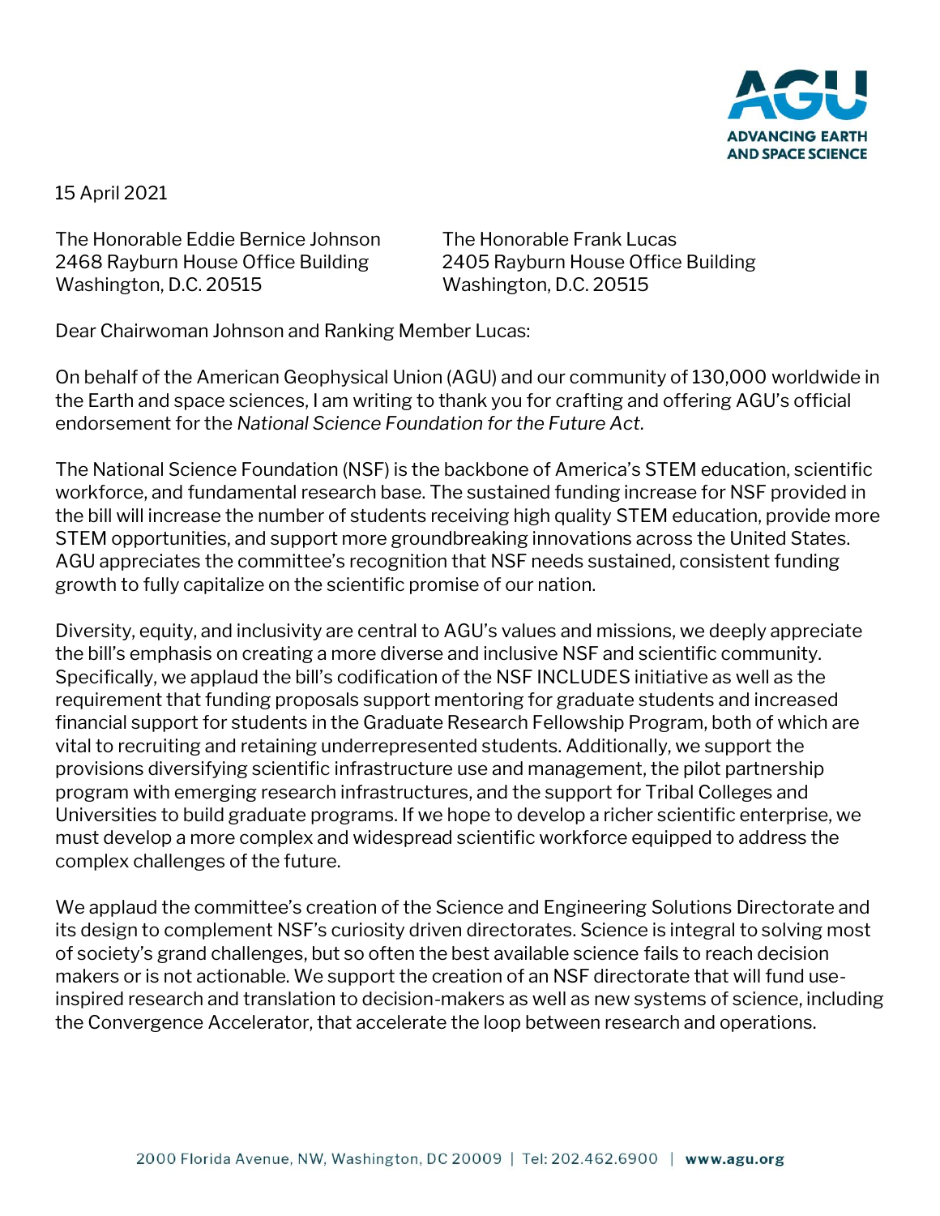AGU
ADVANCING EARTH AND SPACE SCIENCE

15 April 2021

The Honorable Eddie Bernice Johnson
2468 Rayburn House Office Building
Washington, D.C. 20515

The Honorable Frank Lucas
2405 Rayburn House Office Building
Washington, D.C. 20515

Dear Chairwoman Johnson and Ranking Member Lucas:

On behalf of the American Geophysical Union (AGU) and our community of 130,000 worldwide in the Earth and space sciences, I am writing to thank you for crafting and offering AGU's official endorsement for the *National Science Foundation for the Future Act*.

The National Science Foundation (NSF) is the backbone of America's STEM education, scientific workforce, and fundamental research base. The sustained funding increase for NSF provided in the bill will increase the number of students receiving high quality STEM education, provide more STEM opportunities, and support more groundbreaking innovations across the United States. AGU appreciates the committee's recognition that NSF needs sustained, consistent funding growth to fully capitalize on the scientific promise of our nation.

Diversity, equity, and inclusivity are central to AGU's values and missions, we deeply appreciate the bill's emphasis on creating a more diverse and inclusive NSF and scientific community. Specifically, we applaud the bill's codification of the NSF INCLUDES initiative as well as the requirement that funding proposals support mentoring for graduate students and increased financial support for students in the Graduate Research Fellowship Program, both of which are vital to recruiting and retaining underrepresented students. Additionally, we support the provisions diversifying scientific infrastructure use and management, the pilot partnership program with emerging research infrastructures, and the support for Tribal Colleges and Universities to build graduate programs. If we hope to develop a richer scientific enterprise, we must develop a more complex and widespread scientific workforce equipped to address the complex challenges of the future.

We applaud the committee's creation of the Science and Engineering Solutions Directorate and its design to complement NSF's curiosity driven directorates. Science is integral to solving most of society's grand challenges, but so often the best available science fails to reach decision makers or is not actionable. We support the creation of an NSF directorate that will fund use-inspired research and translation to decision-makers as well as new systems of science, including the Convergence Accelerator, that accelerate the loop between research and operations.

2000 Florida Avenue, NW, Washington, DC 20009 | Tel: 202.462.6900 | www.agu.org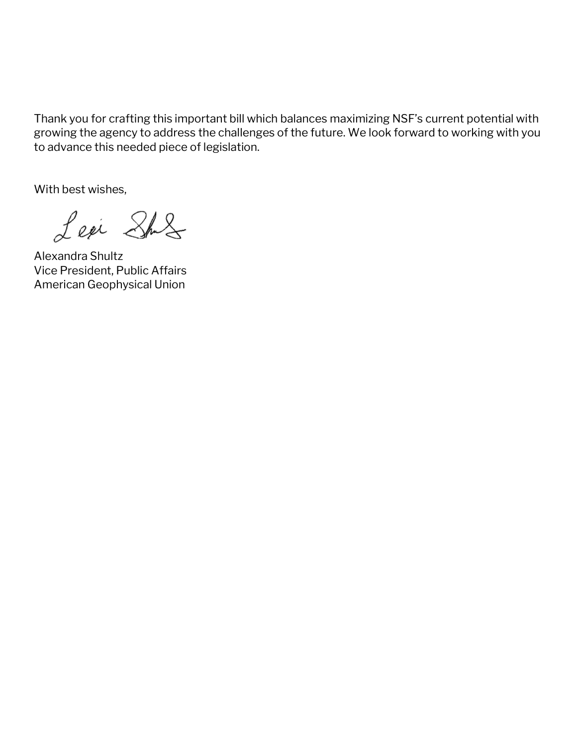Thank you for crafting this important bill which balances maximizing NSF's current potential with growing the agency to address the challenges of the future. We look forward to working with you to advance this needed piece of legislation.

With best wishes,

Alexandra Shultz  
Vice President, Public Affairs  
American Geophysical Union